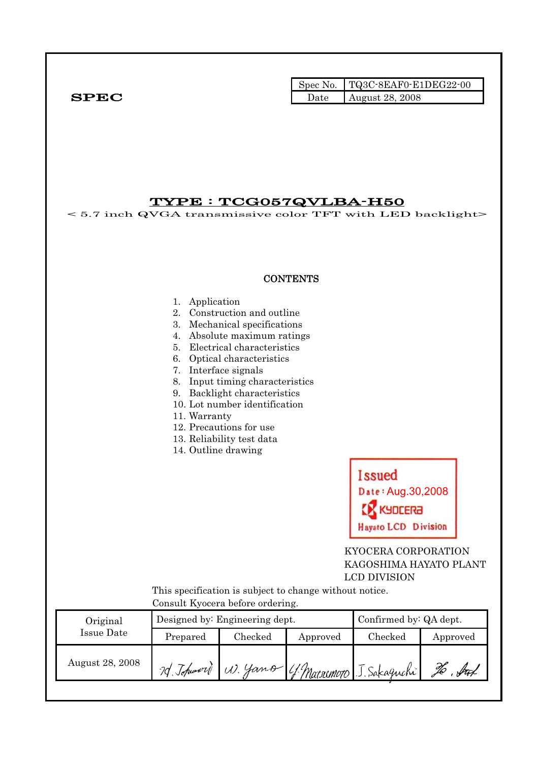**SPEC**

| Spec No. | TQ3C-8EAF0-E1DEG22-00 |
|---|---|
| Date | August 28, 2008 |

# TYPE : TCG057QVLBA-H50

< 5.7 inch QVGA transmissive color TFT with LED backlight>

**CONTENTS**

1. Application
2. Construction and outline
3. Mechanical specifications
4. Absolute maximum ratings
5. Electrical characteristics
6. Optical characteristics
7. Interface signals
8. Input timing characteristics
9. Backlight characteristics
10. Lot number identification
11. Warranty
12. Precautions for use
13. Reliability test data
14. Outline drawing

Issued
Date : Aug.30,2008
KYOCERA
Hayato LCD Division

KYOCERA CORPORATION
KAGOSHIMA HAYATO PLANT
LCD DIVISION

This specification is subject to change without notice.
Consult Kyocera before ordering.

| Original Issue Date | Designed by: Engineering dept. | | | Confirmed by: QA dept. | |
|---|---|---|---|---|---|
| | Prepared | Checked | Approved | Checked | Approved |
| August 28, 2008 | M. Tofumori | W. Yano | Y. Matsumoto | J. Sakaguchi | Ho. Sat |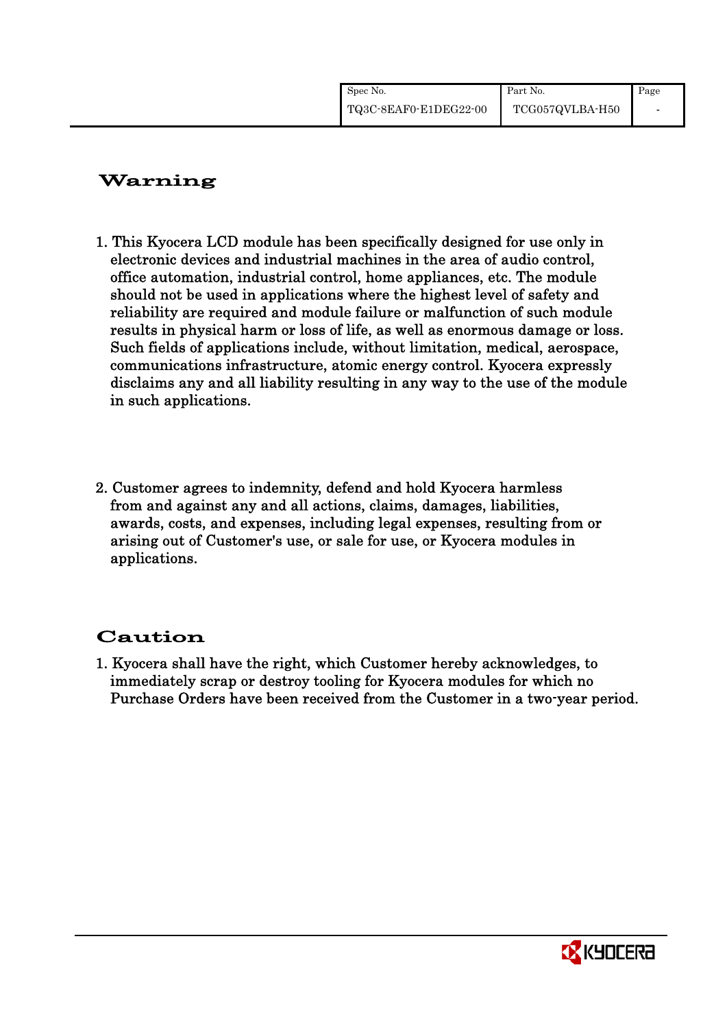## Warning

1. This Kyocera LCD module has been specifically designed for use only in electronic devices and industrial machines in the area of audio control, office automation, industrial control, home appliances, etc. The module should not be used in applications where the highest level of safety and reliability are required and module failure or malfunction of such module results in physical harm or loss of life, as well as enormous damage or loss. Such fields of applications include, without limitation, medical, aerospace, communications infrastructure, atomic energy control. Kyocera expressly disclaims any and all liability resulting in any way to the use of the module in such applications.

2. Customer agrees to indemnity, defend and hold Kyocera harmless from and against any and all actions, claims, damages, liabilities, awards, costs, and expenses, including legal expenses, resulting from or arising out of Customer's use, or sale for use, or Kyocera modules in applications.

## Caution

1. Kyocera shall have the right, which Customer hereby acknowledges, to immediately scrap or destroy tooling for Kyocera modules for which no Purchase Orders have been received from the Customer in a two-year period.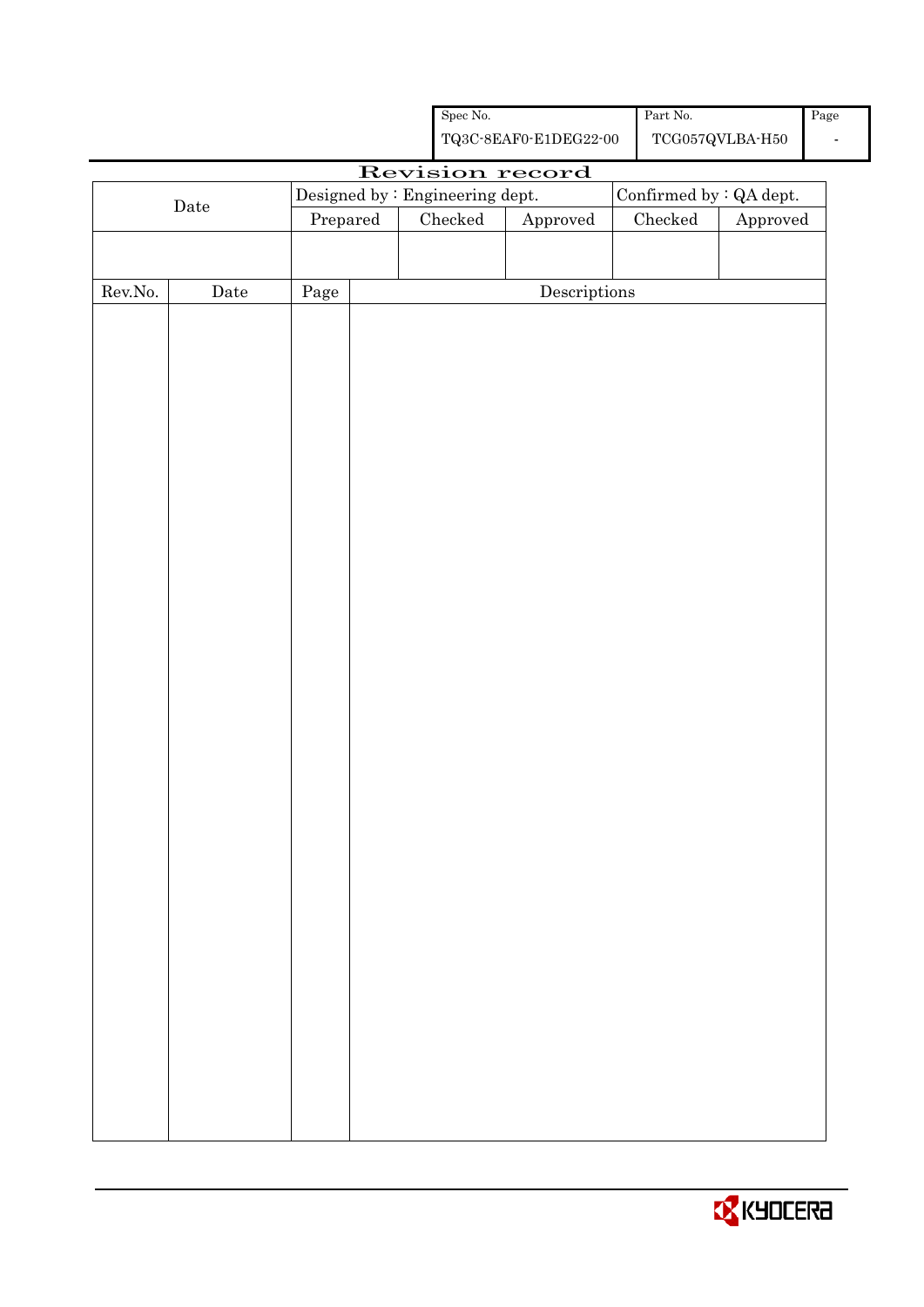| Spec No. | Part No. | Page |
|---|---|---|
| TQ3C-8EAF0-E1DEG22-00 | TCG057QVLBA-H50 | - |

# Revision record

| Date | Designed by : Engineering dept. | | | Confirmed by : QA dept. | |
|---|---|---|---|---|---|
| | Prepared | Checked | Approved | Checked | Approved |
| | | | | | |

| Rev.No. | Date | Page | Descriptions |
|---|---|---|---|
| | | | |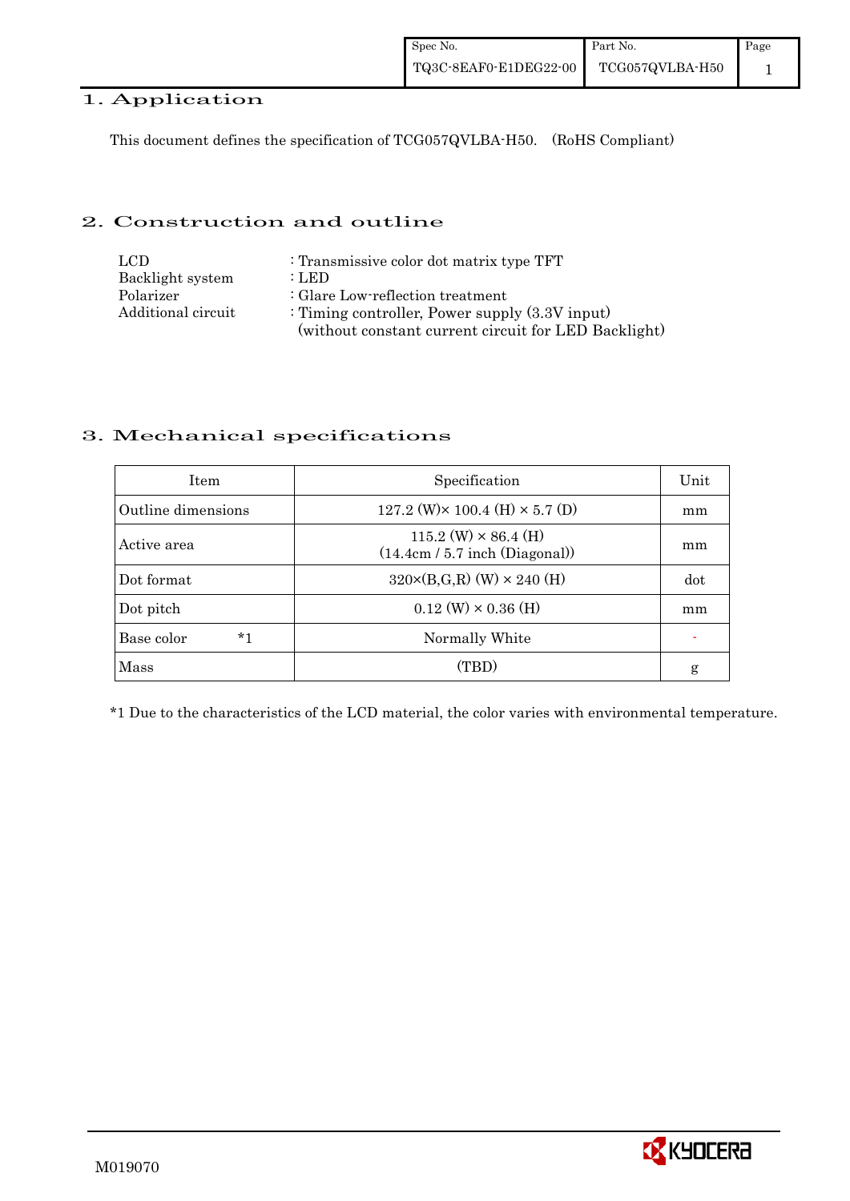## 1. Application

This document defines the specification of TCG057QVLBA-H50. (RoHS Compliant)

## 2. Construction and outline

| | |
|---|---|
| LCD | : Transmissive color dot matrix type TFT |
| Backlight system | : LED |
| Polarizer | : Glare Low-reflection treatment |
| Additional circuit | : Timing controller, Power supply (3.3V input) (without constant current circuit for LED Backlight) |

## 3. Mechanical specifications

| Item | Specification | Unit |
|---|---|---|
| Outline dimensions | 127.2 (W)× 100.4 (H) × 5.7 (D) | mm |
| Active area | 115.2 (W) × 86.4 (H) (14.4cm / 5.7 inch (Diagonal)) | mm |
| Dot format | 320×(B,G,R) (W) × 240 (H) | dot |
| Dot pitch | 0.12 (W) × 0.36 (H) | mm |
| Base color *1 | Normally White | - |
| Mass | (TBD) | g |

*1 Due to the characteristics of the LCD material, the color varies with environmental temperature.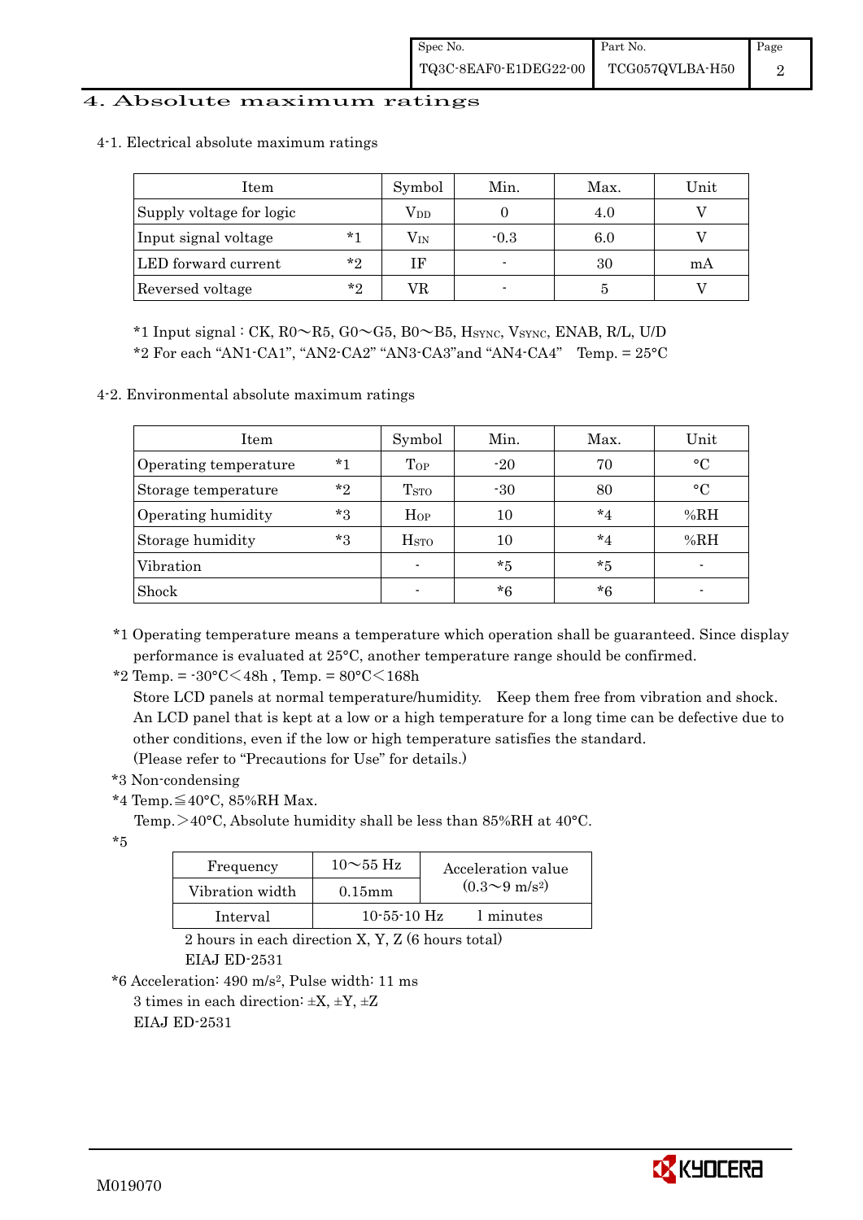# 4. Absolute maximum ratings

## 4-1. Electrical absolute maximum ratings

| Item | | Symbol | Min. | Max. | Unit |
|---|---|---|---|---|---|
| Supply voltage for logic | | $V_{DD}$ | 0 | 4.0 | V |
| Input signal voltage | *1 | $V_{IN}$ | -0.3 | 6.0 | V |
| LED forward current | *2 | IF | - | 30 | mA |
| Reversed voltage | *2 | VR | - | 5 | V |

*1 Input signal : CK, R0～R5, G0～G5, B0～B5, $H_{SYNC}$, $V_{SYNC}$, ENAB, R/L, U/D

*2 For each "AN1-CA1", "AN2-CA2" "AN3-CA3"and "AN4-CA4"　Temp. = 25°C

## 4-2. Environmental absolute maximum ratings

| Item | | Symbol | Min. | Max. | Unit |
|---|---|---|---|---|---|
| Operating temperature | *1 | $T_{OP}$ | -20 | 70 | °C |
| Storage temperature | *2 | $T_{STO}$ | -30 | 80 | °C |
| Operating humidity | *3 | $H_{OP}$ | 10 | *4 | %RH |
| Storage humidity | *3 | $H_{STO}$ | 10 | *4 | %RH |
| Vibration | | - | *5 | *5 | - |
| Shock | | - | *6 | *6 | - |

*1 Operating temperature means a temperature which operation shall be guaranteed. Since display performance is evaluated at 25°C, another temperature range should be confirmed.

*2 Temp. = -30°C＜48h , Temp. = 80°C＜168h

Store LCD panels at normal temperature/humidity.　Keep them free from vibration and shock. An LCD panel that is kept at a low or a high temperature for a long time can be defective due to other conditions, even if the low or high temperature satisfies the standard. (Please refer to "Precautions for Use" for details.)

*3 Non-condensing

*4 Temp.≦40°C, 85%RH Max.

Temp.＞40°C, Absolute humidity shall be less than 85%RH at 40°C.

*5

| Frequency | 10～55 Hz | Acceleration value $(0.3～9\ m/s^2)$ |
|---|---|---|
| Vibration width | 0.15mm | |
| Interval | 10-55-10 Hz | 1 minutes |

2 hours in each direction X, Y, Z (6 hours total)

EIAJ ED-2531

*6 Acceleration: 490 $m/s^2$, Pulse width: 11 ms

3 times in each direction: ±X, ±Y, ±Z

EIAJ ED-2531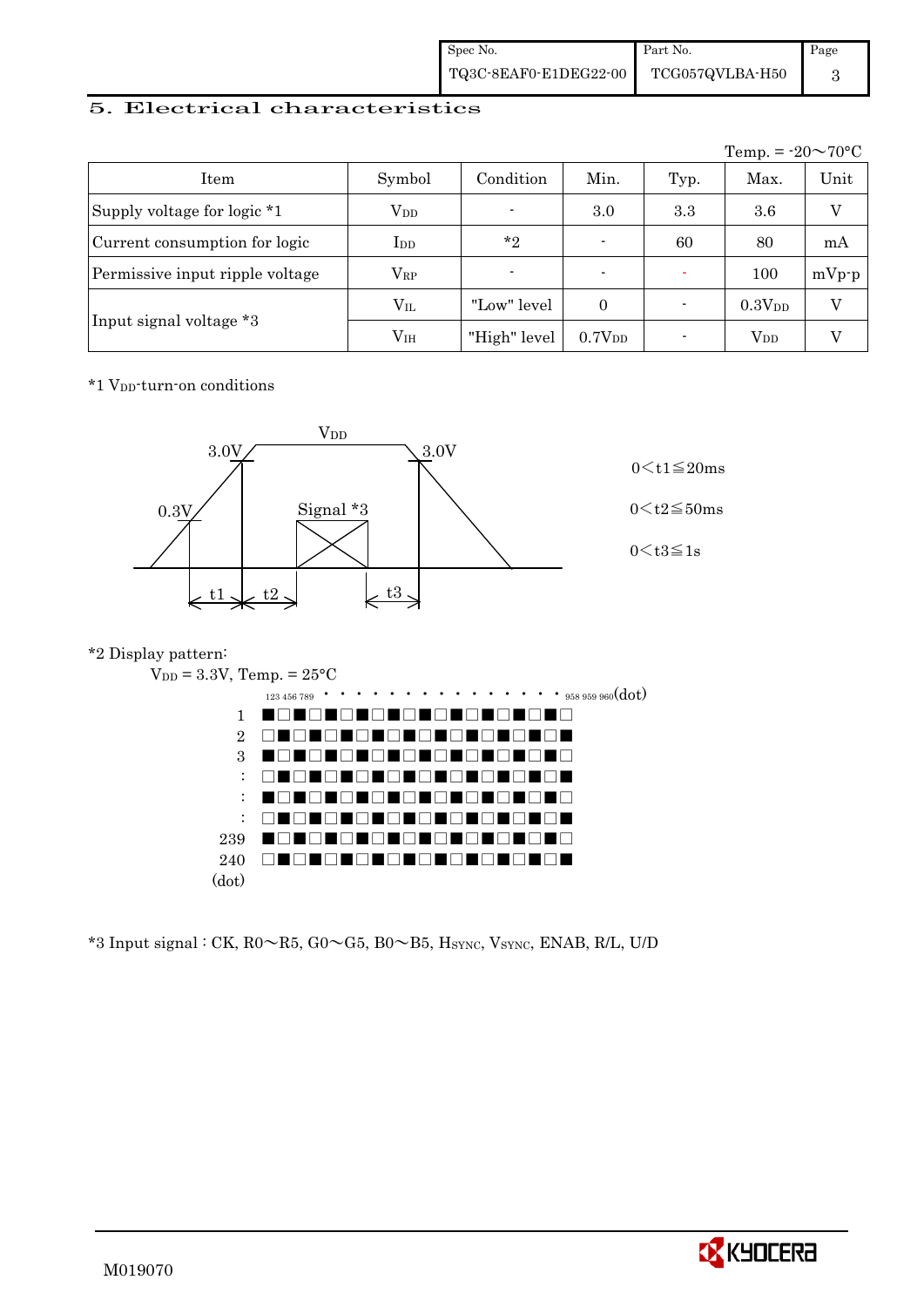## 5. Electrical characteristics

Temp. = -20～70°C

| Item | Symbol | Condition | Min. | Typ. | Max. | Unit |
|---|---|---|---|---|---|---|
| Supply voltage for logic *1 | $V_{DD}$ | - | 3.0 | 3.3 | 3.6 | V |
| Current consumption for logic | $I_{DD}$ | *2 | - | 60 | 80 | mA |
| Permissive input ripple voltage | $V_{RP}$ | - | - | - | 100 | mVp-p |
| Input signal voltage *3 | $V_{IL}$ | "Low" level | 0 | - | $0.3V_{DD}$ | V |
| | $V_{IH}$ | "High" level | $0.7V_{DD}$ | - | $V_{DD}$ | V |

*1 $V_{DD}$-turn-on conditions

$V_{DD}$ 3.0V 3.0V 0.3V Signal *3 t1 t2 t3

$0 < t1 \leqq 20ms$

$0 < t2 \leqq 50ms$

$0 < t3 \leqq 1s$

*2 Display pattern:

$V_{DD}$ = 3.3V, Temp. = 25°C

123 456 789 · · · · · · · · · · · · · · 958 959 960(dot)

1 ■□■□■□■□■□■□■□■□■□■□
2 □■□■□■□■□■□■□■□■□■□■
3 ■□■□■□■□■□■□■□■□■□■□
: □■□■□■□■□■□■□■□■□■□■
: ■□■□■□■□■□■□■□■□■□■□
: □■□■□■□■□■□■□■□■□■□■
239 ■□■□■□■□■□■□■□■□■□■□
240 □■□■□■□■□■□■□■□■□■□■
(dot)

*3 Input signal : CK, R0～R5, G0～G5, B0～B5, $H_{SYNC}$, $V_{SYNC}$, ENAB, R/L, U/D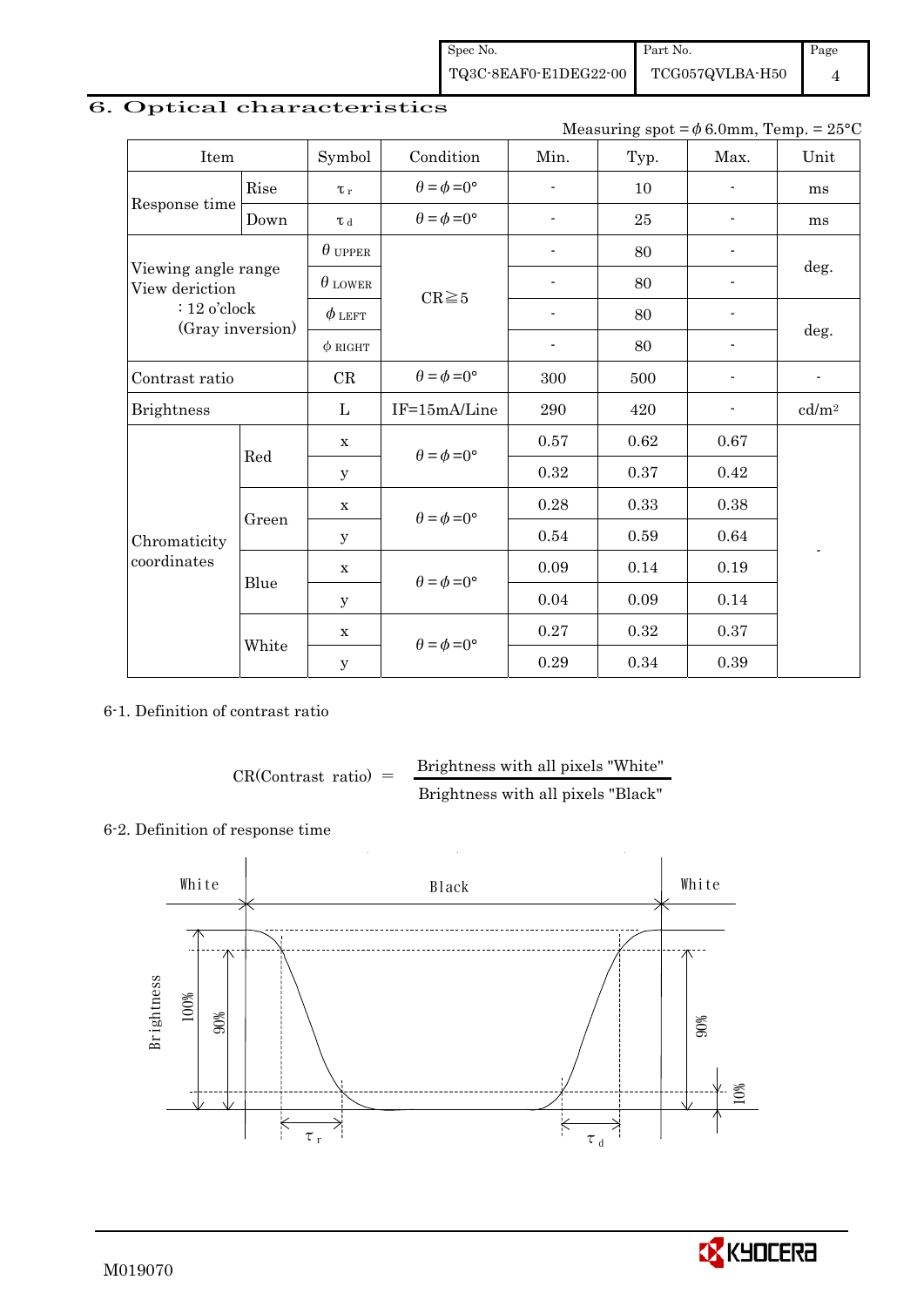## 6. Optical characteristics

Measuring spot = $\phi$ 6.0mm, Temp. = 25°C

| Item | | Symbol | Condition | Min. | Typ. | Max. | Unit |
|---|---|---|---|---|---|---|---|
| Response time | Rise | $\tau_r$ | $\theta = \phi = 0°$ | - | 10 | - | ms |
| | Down | $\tau_d$ | $\theta = \phi = 0°$ | - | 25 | - | ms |
| Viewing angle range View deriction : 12 o'clock (Gray inversion) | | $\theta_{UPPER}$ | CR≧5 | - | 80 | - | deg. |
| | | $\theta_{LOWER}$ | | - | 80 | - | |
| | | $\phi_{LEFT}$ | | - | 80 | - | deg. |
| | | $\phi_{RIGHT}$ | | - | 80 | - | |
| Contrast ratio | | CR | $\theta = \phi = 0°$ | 300 | 500 | - | - |
| Brightness | | L | IF=15mA/Line | 290 | 420 | - | cd/m² |
| Chromaticity coordinates | Red | x | $\theta = \phi = 0°$ | 0.57 | 0.62 | 0.67 | - |
| | | y | | 0.32 | 0.37 | 0.42 | |
| | Green | x | $\theta = \phi = 0°$ | 0.28 | 0.33 | 0.38 | |
| | | y | | 0.54 | 0.59 | 0.64 | |
| | Blue | x | $\theta = \phi = 0°$ | 0.09 | 0.14 | 0.19 | |
| | | y | | 0.04 | 0.09 | 0.14 | |
| | White | x | $\theta = \phi = 0°$ | 0.27 | 0.32 | 0.37 | |
| | | y | | 0.29 | 0.34 | 0.39 | |

6-1. Definition of contrast ratio

$$\text{CR(Contrast ratio)} = \frac{\text{Brightness with all pixels "White"}}{\text{Brightness with all pixels "Black"}}$$

6-2. Definition of response time

White — Black — White

Brightness 100% 90% 90% 10%

$\tau_r$ $\tau_d$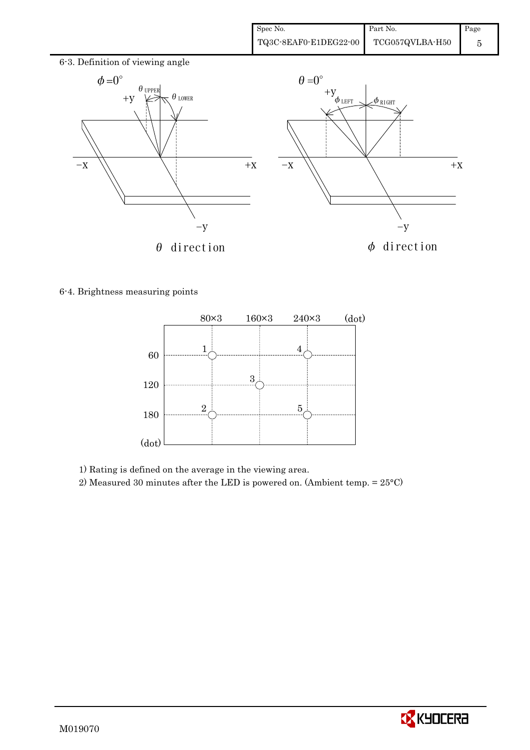6-3. Definition of viewing angle

$\phi = 0°$

$\theta_{UPPER}$ $\theta_{LOWER}$

$\theta$ direction

$\theta = 0°$

$\phi_{LEFT}$ $\phi_{RIGHT}$

$\phi$ direction

6-4. Brightness measuring points

| (dot) | 80×3 | 160×3 | 240×3 |
|---|---|---|---|
| 60 | 1 | | 4 |
| 120 | | 3 | |
| 180 | 2 | | 5 |

1) Rating is defined on the average in the viewing area.

2) Measured 30 minutes after the LED is powered on. (Ambient temp. = 25°C)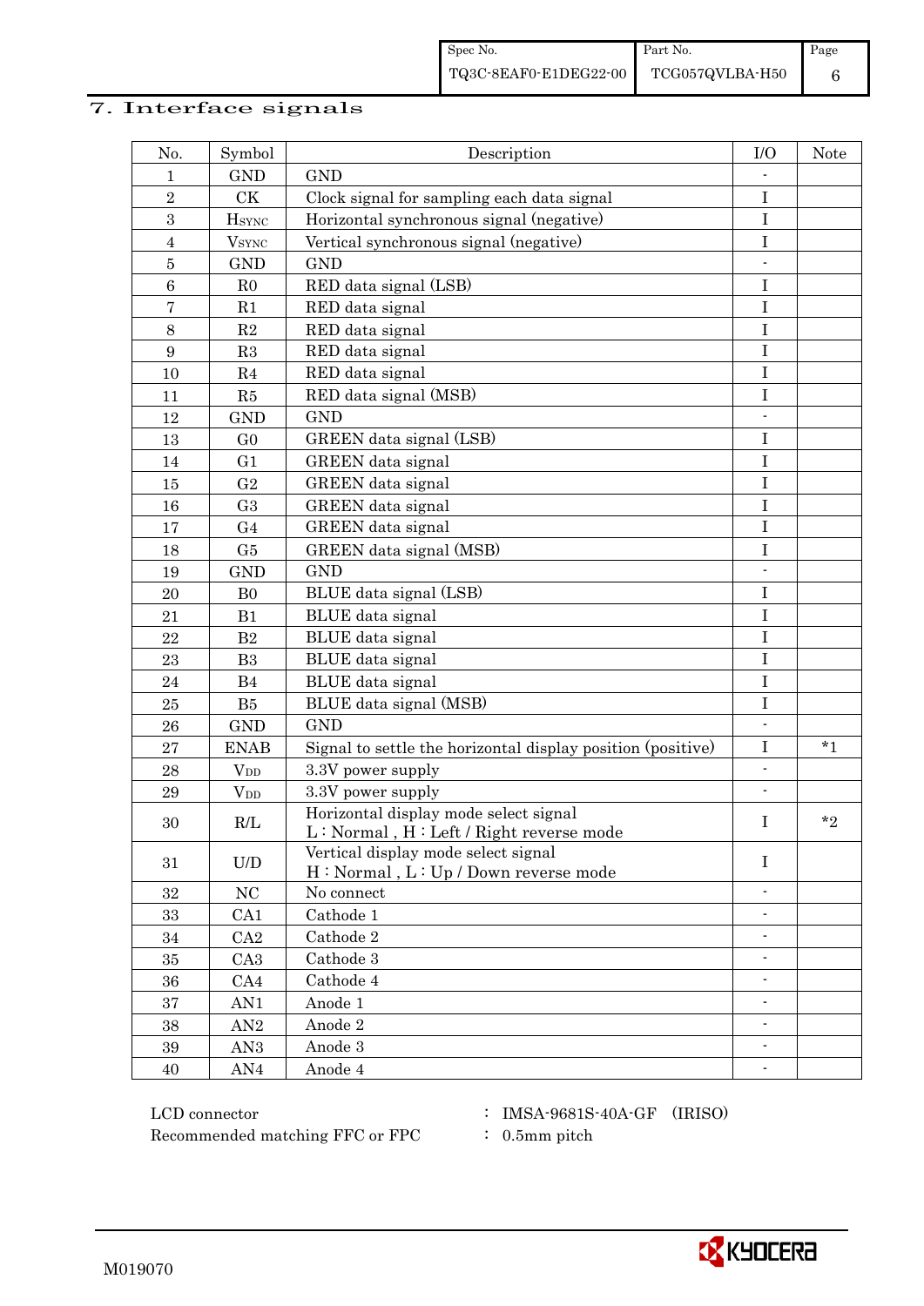## 7. Interface signals

| No. | Symbol | Description | I/O | Note |
|---|---|---|---|---|
| 1 | GND | GND | - | |
| 2 | CK | Clock signal for sampling each data signal | I | |
| 3 | $H_{SYNC}$ | Horizontal synchronous signal (negative) | I | |
| 4 | $V_{SYNC}$ | Vertical synchronous signal (negative) | I | |
| 5 | GND | GND | - | |
| 6 | R0 | RED data signal (LSB) | I | |
| 7 | R1 | RED data signal | I | |
| 8 | R2 | RED data signal | I | |
| 9 | R3 | RED data signal | I | |
| 10 | R4 | RED data signal | I | |
| 11 | R5 | RED data signal (MSB) | I | |
| 12 | GND | GND | - | |
| 13 | G0 | GREEN data signal (LSB) | I | |
| 14 | G1 | GREEN data signal | I | |
| 15 | G2 | GREEN data signal | I | |
| 16 | G3 | GREEN data signal | I | |
| 17 | G4 | GREEN data signal | I | |
| 18 | G5 | GREEN data signal (MSB) | I | |
| 19 | GND | GND | - | |
| 20 | B0 | BLUE data signal (LSB) | I | |
| 21 | B1 | BLUE data signal | I | |
| 22 | B2 | BLUE data signal | I | |
| 23 | B3 | BLUE data signal | I | |
| 24 | B4 | BLUE data signal | I | |
| 25 | B5 | BLUE data signal (MSB) | I | |
| 26 | GND | GND | - | |
| 27 | ENAB | Signal to settle the horizontal display position (positive) | I | *1 |
| 28 | $V_{DD}$ | 3.3V power supply | - | |
| 29 | $V_{DD}$ | 3.3V power supply | - | |
| 30 | R/L | Horizontal display mode select signal<br>L : Normal , H : Left / Right reverse mode | I | *2 |
| 31 | U/D | Vertical display mode select signal<br>H : Normal , L : Up / Down reverse mode | I | |
| 32 | NC | No connect | - | |
| 33 | CA1 | Cathode 1 | - | |
| 34 | CA2 | Cathode 2 | - | |
| 35 | CA3 | Cathode 3 | - | |
| 36 | CA4 | Cathode 4 | - | |
| 37 | AN1 | Anode 1 | - | |
| 38 | AN2 | Anode 2 | - | |
| 39 | AN3 | Anode 3 | - | |
| 40 | AN4 | Anode 4 | - | |

LCD connector : IMSA-9681S-40A-GF (IRISO)

Recommended matching FFC or FPC : 0.5mm pitch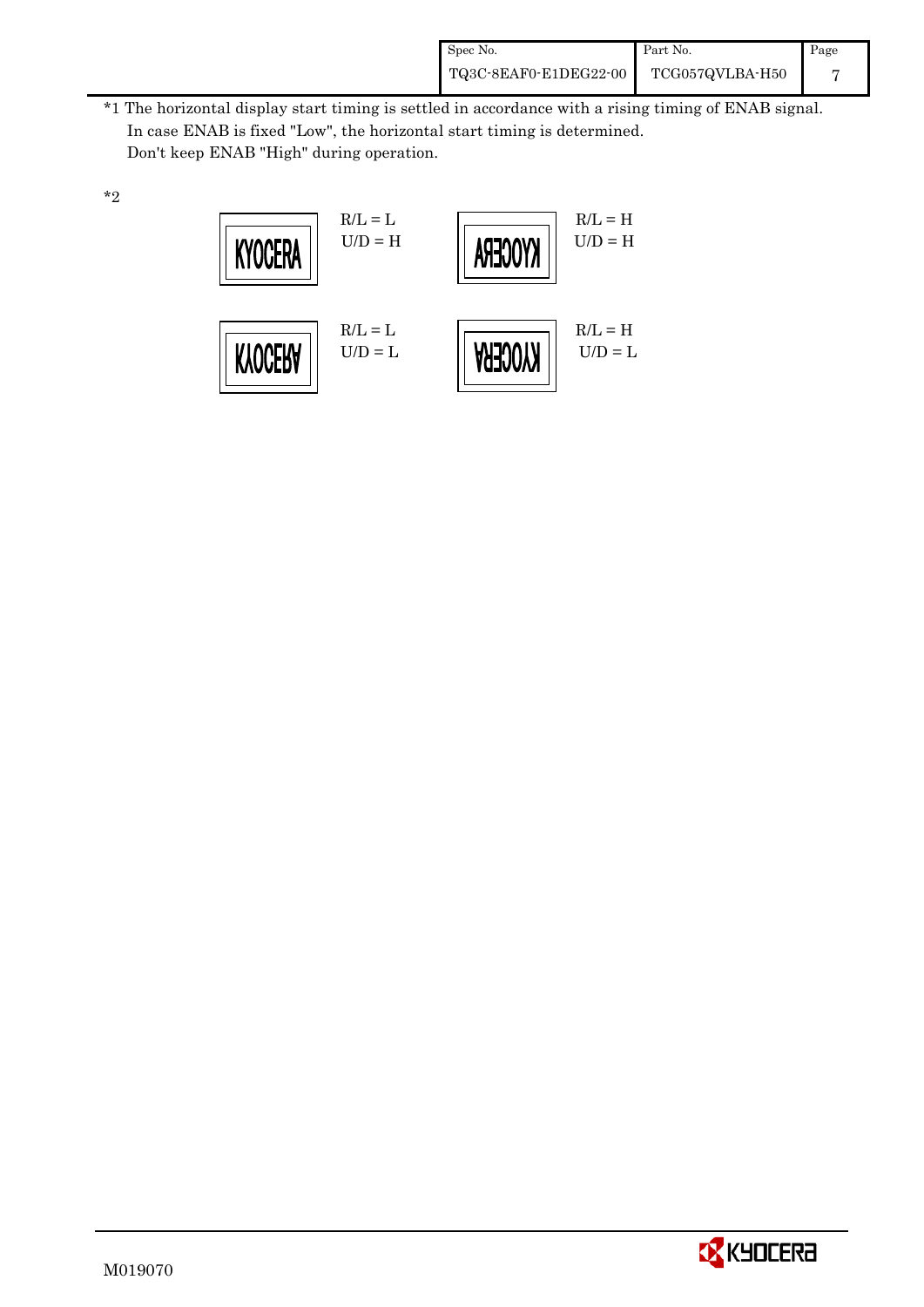*1 The horizontal display start timing is settled in accordance with a rising timing of ENAB signal.
In case ENAB is fixed "Low", the horizontal start timing is determined.
Don't keep ENAB "High" during operation.

*2

KYOCERA R/L = L U/D = H

KYOCERA R/L = H U/D = H

KYOCERA R/L = L U/D = L

KYOCERA R/L = H U/D = L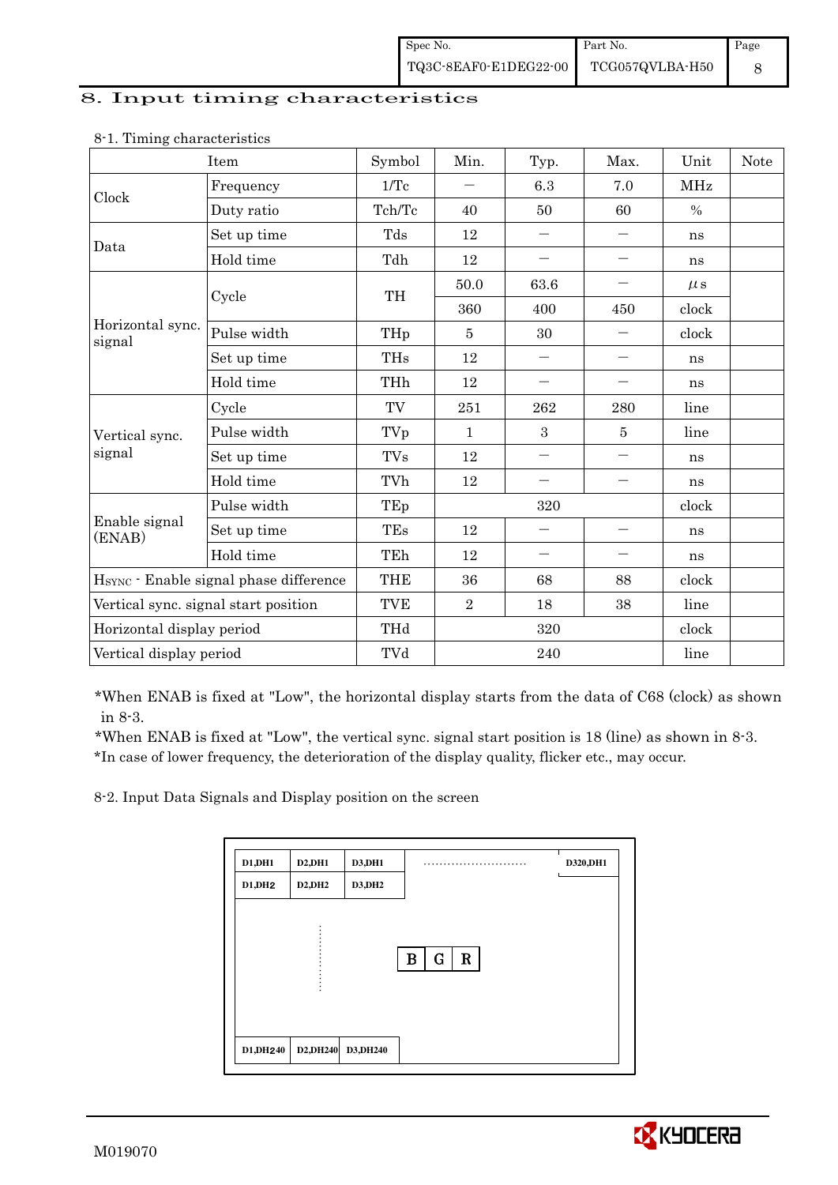## 8. Input timing characteristics

8-1. Timing characteristics

| Item | | Symbol | Min. | Typ. | Max. | Unit | Note |
|---|---|---|---|---|---|---|---|
| Clock | Frequency | 1/Tc | – | 6.3 | 7.0 | MHz | |
| | Duty ratio | Tch/Tc | 40 | 50 | 60 | % | |
| Data | Set up time | Tds | 12 | – | – | ns | |
| | Hold time | Tdh | 12 | – | – | ns | |
| Horizontal sync. signal | Cycle | TH | 50.0 | 63.6 | – | μs | |
| | | | 360 | 400 | 450 | clock | |
| | Pulse width | THp | 5 | 30 | – | clock | |
| | Set up time | THs | 12 | – | – | ns | |
| | Hold time | THh | 12 | – | – | ns | |
| Vertical sync. signal | Cycle | TV | 251 | 262 | 280 | line | |
| | Pulse width | TVp | 1 | 3 | 5 | line | |
| | Set up time | TVs | 12 | – | – | ns | |
| | Hold time | TVh | 12 | – | – | ns | |
| Enable signal (ENAB) | Pulse width | TEp | | 320 | | clock | |
| | Set up time | TEs | 12 | – | – | ns | |
| | Hold time | TEh | 12 | – | – | ns | |
| $H_{SYNC}$ - Enable signal phase difference | | THE | 36 | 68 | 88 | clock | |
| Vertical sync. signal start position | | TVE | 2 | 18 | 38 | line | |
| Horizontal display period | | THd | | 320 | | clock | |
| Vertical display period | | TVd | | 240 | | line | |

*When ENAB is fixed at "Low", the horizontal display starts from the data of C68 (clock) as shown in 8-3.

*When ENAB is fixed at "Low", the vertical sync. signal start position is 18 (line) as shown in 8-3.

*In case of lower frequency, the deterioration of the display quality, flicker etc., may occur.

8-2. Input Data Signals and Display position on the screen

| D1,DH1 | D2,DH1 | D3,DH1 | ......................... | D320,DH1 |
|---|---|---|---|---|
| D1,DH2 | D2,DH2 | D3,DH2 | | |
| | ⋮ | | B \| G \| R | |
| D1,DH240 | D2,DH240 | D3,DH240 | | |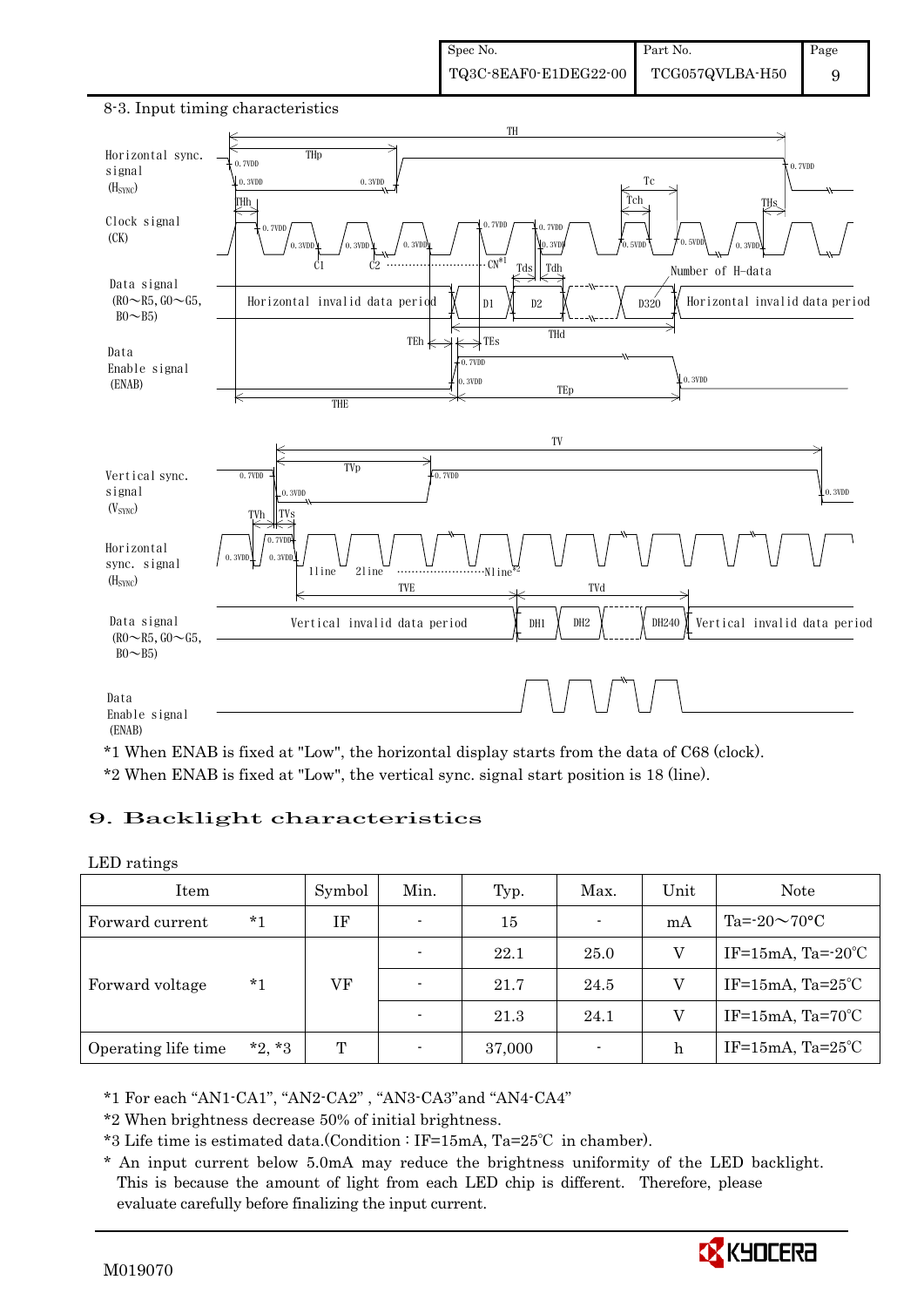8-3. Input timing characteristics

\*1 When ENAB is fixed at "Low", the horizontal display starts from the data of C68 (clock).

\*2 When ENAB is fixed at "Low", the vertical sync. signal start position is 18 (line).

## 9. Backlight characteristics

LED ratings

| Item | | Symbol | Min. | Typ. | Max. | Unit | Note |
|---|---|---|---|---|---|---|---|
| Forward current | *1 | IF | - | 15 | - | mA | Ta=-20～70°C |
| Forward voltage | *1 | VF | - | 22.1 | 25.0 | V | IF=15mA, Ta=-20℃ |
| | | | - | 21.7 | 24.5 | V | IF=15mA, Ta=25℃ |
| | | | - | 21.3 | 24.1 | V | IF=15mA, Ta=70℃ |
| Operating life time | *2, *3 | T | - | 37,000 | - | h | IF=15mA, Ta=25℃ |

\*1 For each "AN1-CA1", "AN2-CA2" , "AN3-CA3"and "AN4-CA4"

\*2 When brightness decrease 50% of initial brightness.

\*3 Life time is estimated data.(Condition : IF=15mA, Ta=25℃ in chamber).

\* An input current below 5.0mA may reduce the brightness uniformity of the LED backlight. This is because the amount of light from each LED chip is different. Therefore, please evaluate carefully before finalizing the input current.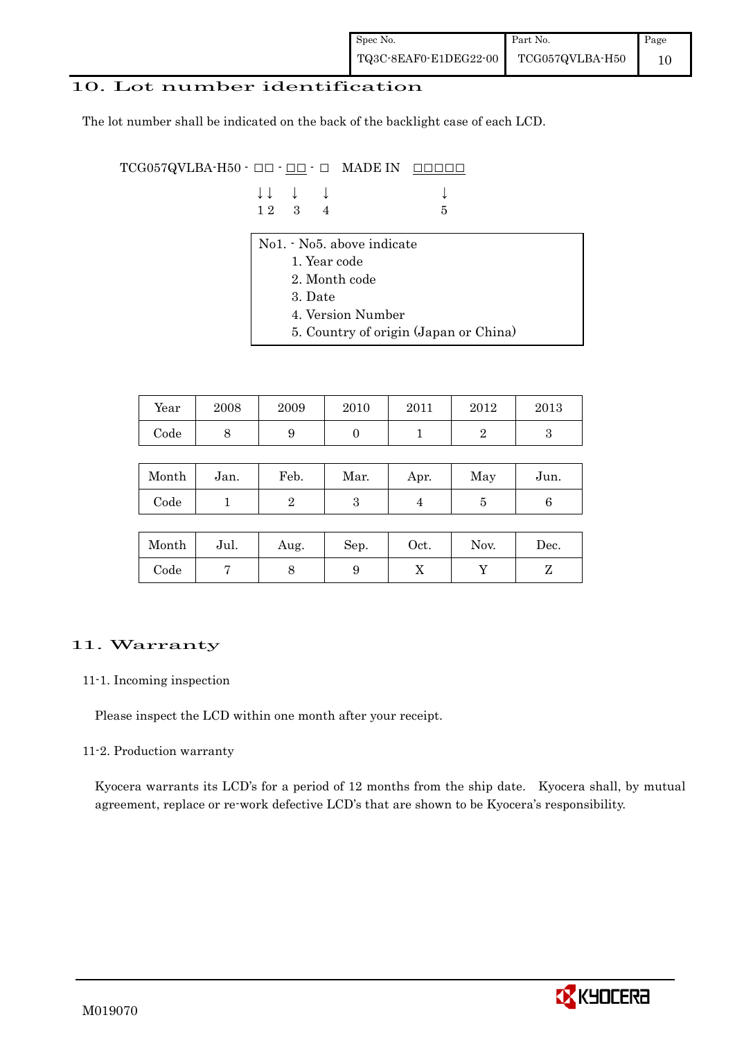## 10. Lot number identification

The lot number shall be indicated on the back of the backlight case of each LCD.

```
TCG057QVLBA-H50 - □□ - □□ - □   MADE IN   □□□□□
                  ↓↓   ↓    ↓               ↓
                  1 2  3    4               5
```

No1. - No5. above indicate
1. Year code
2. Month code
3. Date
4. Version Number
5. Country of origin (Japan or China)

| Year | 2008 | 2009 | 2010 | 2011 | 2012 | 2013 |
|---|---|---|---|---|---|---|
| Code | 8 | 9 | 0 | 1 | 2 | 3 |

| Month | Jan. | Feb. | Mar. | Apr. | May | Jun. |
|---|---|---|---|---|---|---|
| Code | 1 | 2 | 3 | 4 | 5 | 6 |

| Month | Jul. | Aug. | Sep. | Oct. | Nov. | Dec. |
|---|---|---|---|---|---|---|
| Code | 7 | 8 | 9 | X | Y | Z |

## 11. Warranty

### 11-1. Incoming inspection

Please inspect the LCD within one month after your receipt.

### 11-2. Production warranty

Kyocera warrants its LCD's for a period of 12 months from the ship date. Kyocera shall, by mutual agreement, replace or re-work defective LCD's that are shown to be Kyocera's responsibility.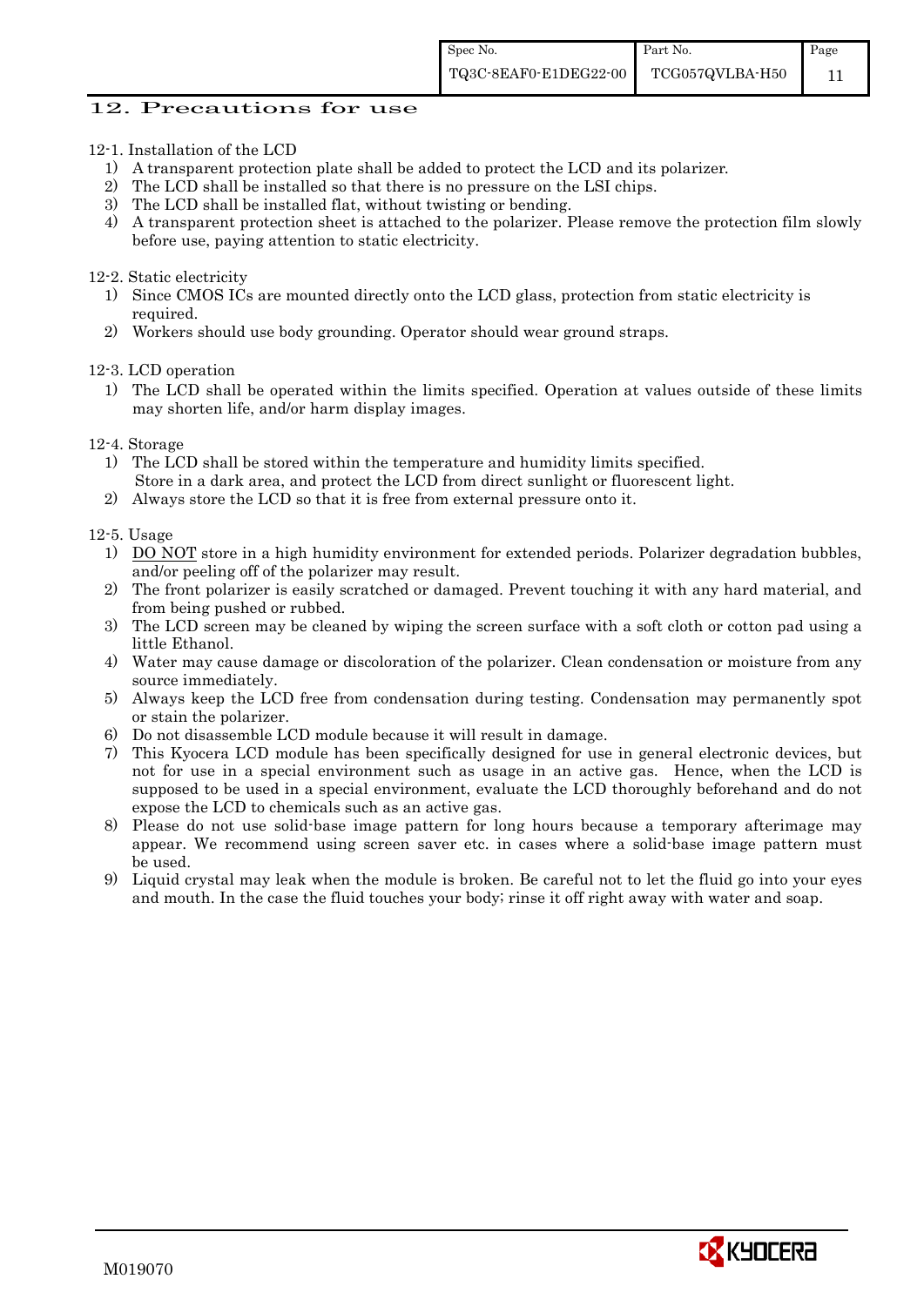## 12. Precautions for use

12-1. Installation of the LCD

1) A transparent protection plate shall be added to protect the LCD and its polarizer.
2) The LCD shall be installed so that there is no pressure on the LSI chips.
3) The LCD shall be installed flat, without twisting or bending.
4) A transparent protection sheet is attached to the polarizer. Please remove the protection film slowly before use, paying attention to static electricity.

12-2. Static electricity

1) Since CMOS ICs are mounted directly onto the LCD glass, protection from static electricity is required.
2) Workers should use body grounding. Operator should wear ground straps.

12-3. LCD operation

1) The LCD shall be operated within the limits specified. Operation at values outside of these limits may shorten life, and/or harm display images.

12-4. Storage

1) The LCD shall be stored within the temperature and humidity limits specified.
   Store in a dark area, and protect the LCD from direct sunlight or fluorescent light.
2) Always store the LCD so that it is free from external pressure onto it.

12-5. Usage

1) DO NOT store in a high humidity environment for extended periods. Polarizer degradation bubbles, and/or peeling off of the polarizer may result.
2) The front polarizer is easily scratched or damaged. Prevent touching it with any hard material, and from being pushed or rubbed.
3) The LCD screen may be cleaned by wiping the screen surface with a soft cloth or cotton pad using a little Ethanol.
4) Water may cause damage or discoloration of the polarizer. Clean condensation or moisture from any source immediately.
5) Always keep the LCD free from condensation during testing. Condensation may permanently spot or stain the polarizer.
6) Do not disassemble LCD module because it will result in damage.
7) This Kyocera LCD module has been specifically designed for use in general electronic devices, but not for use in a special environment such as usage in an active gas. Hence, when the LCD is supposed to be used in a special environment, evaluate the LCD thoroughly beforehand and do not expose the LCD to chemicals such as an active gas.
8) Please do not use solid-base image pattern for long hours because a temporary afterimage may appear. We recommend using screen saver etc. in cases where a solid-base image pattern must be used.
9) Liquid crystal may leak when the module is broken. Be careful not to let the fluid go into your eyes and mouth. In the case the fluid touches your body; rinse it off right away with water and soap.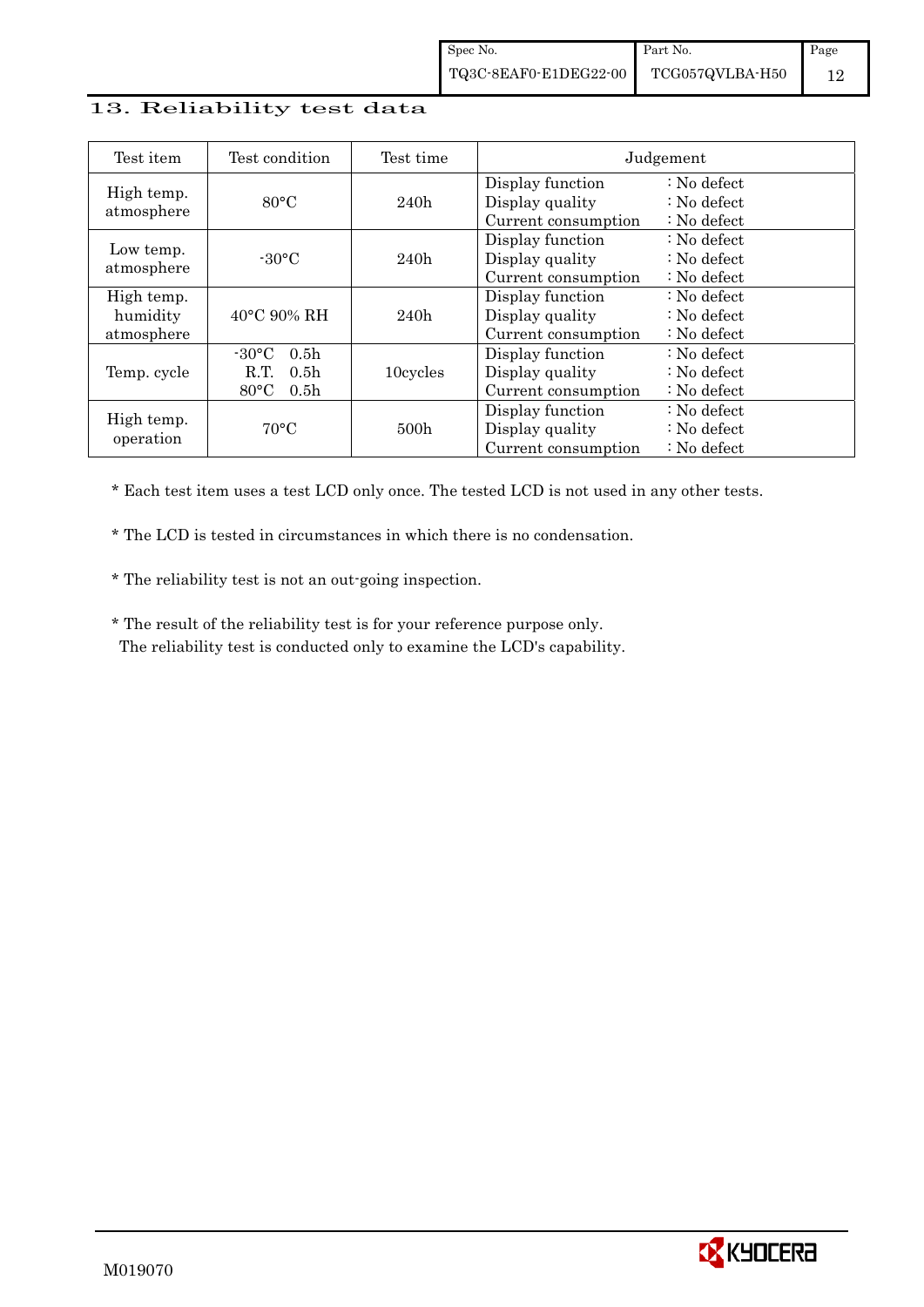## 13. Reliability test data

| Test item | Test condition | Test time | Judgement |
|---|---|---|---|
| High temp. atmosphere | 80°C | 240h | Display function : No defect<br>Display quality : No defect<br>Current consumption : No defect |
| Low temp. atmosphere | -30°C | 240h | Display function : No defect<br>Display quality : No defect<br>Current consumption : No defect |
| High temp. humidity atmosphere | 40°C 90% RH | 240h | Display function : No defect<br>Display quality : No defect<br>Current consumption : No defect |
| Temp. cycle | -30°C 0.5h<br>R.T. 0.5h<br>80°C 0.5h | 10cycles | Display function : No defect<br>Display quality : No defect<br>Current consumption : No defect |
| High temp. operation | 70°C | 500h | Display function : No defect<br>Display quality : No defect<br>Current consumption : No defect |

\* Each test item uses a test LCD only once. The tested LCD is not used in any other tests.

\* The LCD is tested in circumstances in which there is no condensation.

\* The reliability test is not an out-going inspection.

\* The result of the reliability test is for your reference purpose only.
The reliability test is conducted only to examine the LCD's capability.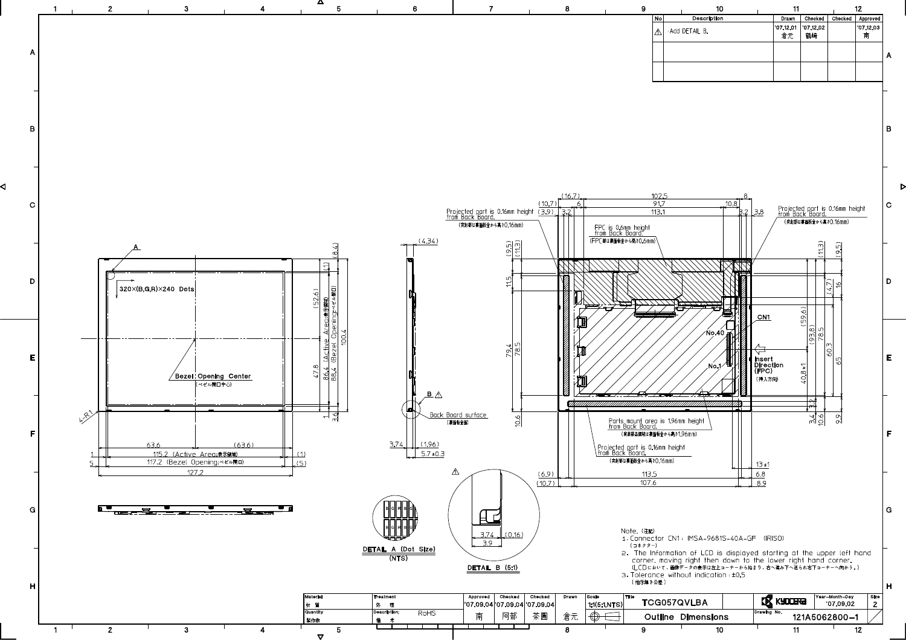| No | Description | Drawn | Checked | Checked | Approved |
|---|---|---|---|---|---|
| ⚠ | ·Add DETAIL B. | '07.12.01 倉元 | '07.12.02 鶴崎 | | '07.12.03 南 |
| | | | | | |
| | | | | | |

A

320×(B,G,R)×240 Dots

Bezel Opening Center (ベゼル開口中心)

4-R1

63.6 | (63.6)

1 | 115.2 (Active Area:表示領域) | (1)

5 | 117.2 (Bezel Opening:ベゼル開口) | (5)

127.2

(8.4) | (1) | (52.6) | 86.4 (Active Area:表示領域) | 88.4 (Bezel Opening:ベゼル開口) | 100.4 | 47.8 | 1 | 3.6

(4.34)

B ⚠

Back Board surface (裏面板金面)

3.74 | (1.96) | 5.7±0.3

Projected part is 0.16mm height from Back Board. (突起部は裏面板金から高さ0.16mm)

FPC is 0.6mm height from Back Board. (FPC部は裏面板金から高さ0.6mm)

(16.7) | 102.5 | 8

(10.7) | 6 | 91.7 | 10.8

(3.9) | 3.2 | 113.1 | 3.2 | 3.8

(9.5) | (11.3) | 11.5 | 79.4 | 78.5 | 10.6

CN1

No.40

No.1

Insert Direction (FPC) (挿入方向)

(11.3) | (9.5) | (4.7) | 16 | (59.6) | (93.8) | 78.5 | 60.3 | 65 | 40.8±1 | 3.2 | 3.4 | 10.6 | 9.9

Parts mount area is 1.96mm height from Back Board. (実装部品領域は裏面板金から高さ1.96mm)

Projected part is 0.16mm height from Back Board. (突起部は裏面板金から高さ0.16mm)

(6.9) | 113.5 | 13±1 | 6.8

(10.7) | 107.6 | 8.9

DETAIL A (Dot Size) (NTS)

⚠

3.74 | (0.16) | 3.9

DETAIL B (5:1)

Note. (注記)

1. Connector CN1: IMSA-9681S-40A-GF (IRISO) (コネクター)
2. The Information of LCD is displayed starting at the upper left hand corner, moving right then down to the lower right hand corner. (LCDにおいて、画像データの表示は左上コーナーから始まり、右へ進み下へ送られ右下コーナーへ向かう。)
3. Tolerance without indication: ±0.5 (指示無き公差)

| Material 材質 | Treatment 処理 | Approved | Checked | Checked | Drawn | Scale | Title | | Year-Month-Day | Size |
|---|---|---|---|---|---|---|---|---|---|---|
| | | '07.09.04 | '07.09.04 | '07.09.04 | | 1:1(5:1,NTS) | TCG057QVLBA | KYOCERA | '07.09.02 | 2 |
| Quantity 製作数 | Description; 備考 RoHS | 南 | 阿部 | 茶園 | 倉元 | | Outline Dimensions | Drawing No. | 121A5062800-1 | |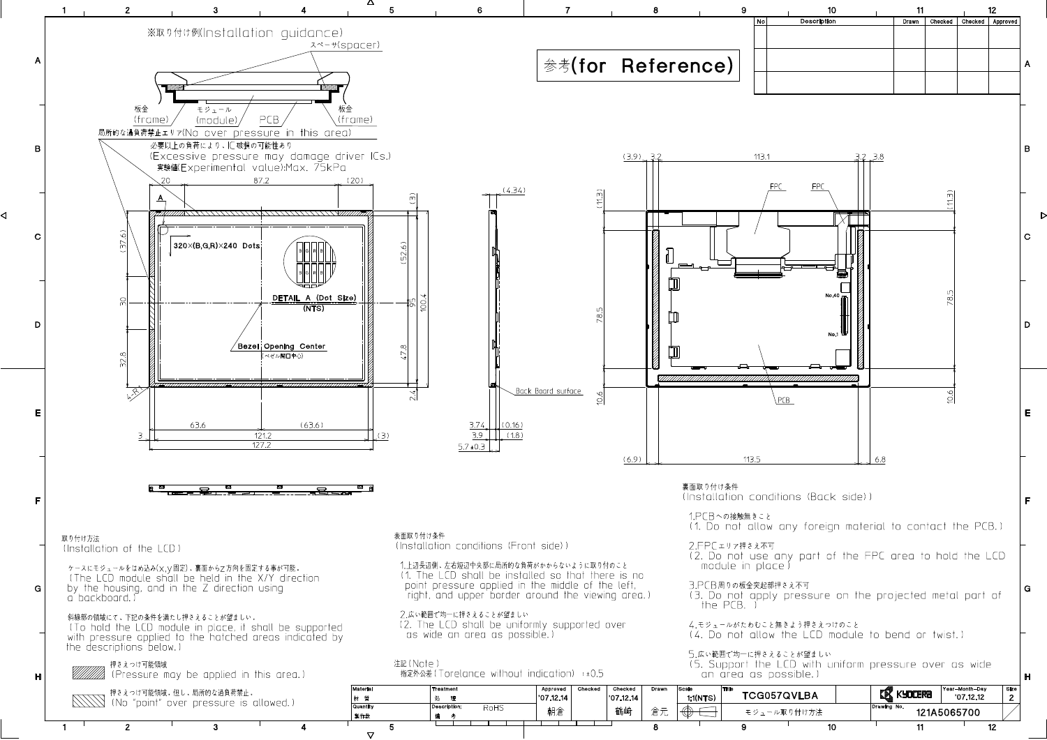※取り付け例(Installation guidance)

スペーサ(spacer)

板金 (frame) モジュール (module) PCB 板金 (frame)

局所的な過負荷禁止エリア(No over pressure in this area)

必要以上の負荷により、IC破損の可能性あり
(Excessive pressure may damage driver ICs.)
実験値(Experimental value):Max. 75kPa

320×(B,G,R)×240 Dots

DETAIL A (Dot Size) (NTS)

Bezel Opening Center (ベゼル開口中心)

Back Board surface

FPC FPC PCB No.40 No.1

# 参考(for Reference)

| No | Description | Drawn | Checked | Checked | Approved |
|---|---|---|---|---|---|
| | | | | | |
| | | | | | |

## 取り付け方法
(Installation of the LCD)

ケースにモジュールをはめ込み(x,y固定)、裏面からz方向を固定する事が可能。
(The LCD module shall be held in the X/Y direction by the housing, and in the Z direction using a backboard.)

斜線部の領域にて、下記の条件を満たし押さえることが望ましい。
(To hold the LCD module in place, it shall be supported with pressure applied to the hatched areas indicated by the descriptions below.)

押さえつけ可能領域
(Pressure may be applied in this area.)

押さえつけ可能領域。但し、局所的な過負荷禁止。
(No "point" over pressure is allowed.)

## 表面取り付け条件
(Installation conditions (Front side))

1.上辺長辺側、左右短辺中央部に局所的な負荷がかからないように取り付のこと
(1. The LCD shall be installed so that there is no point pressure applied in the middle of the left, right, and upper border around the viewing area.)

2.広い範囲で均一に押さえることが望ましい
(2. The LCD shall be uniformly supported over as wide an area as possible.)

注記(Note)
指定外公差(Torelance without indication) : ±0.5

## 裏面取り付け条件
(Installation conditions (Back side))

1.PCBへの接触無きこと
(1. Do not allow any foreign material to contact the PCB.)

2.FPCエリア押さえ不可
(2. Do not use any part of the FPC area to hold the LCD module in place)

3.PCB周りの板金突起部押さえ不可
(3. Do not apply pressure on the projected metal part of the PCB.)

4.モジュールがたわむこと無きよう押さえつけのこと
(4. Do not allow the LCD module to bend or twist.)

5.広い範囲で均一に押さえることが望ましい
(5. Support the LCD with uniform pressure over as wide an area as possible.)

| Material 材質 | Treatment 処理 | Approved | Checked | Checked | Drawn | Scale | Title | | Year-Month-Day | Size |
|---|---|---|---|---|---|---|---|---|---|---|
| | | '07.12.14 | | '07.12.14 | | 1:1(NTS) | TCG057QVLBA | KYOCERA | '07.12.12 | 2 |
| Quantity 製作数 | Description: 備考 RoHS | 朝倉 | | 鶴崎 | 倉元 | | モジュール取り付け方法 | Drawing No. 121A5065700 | | |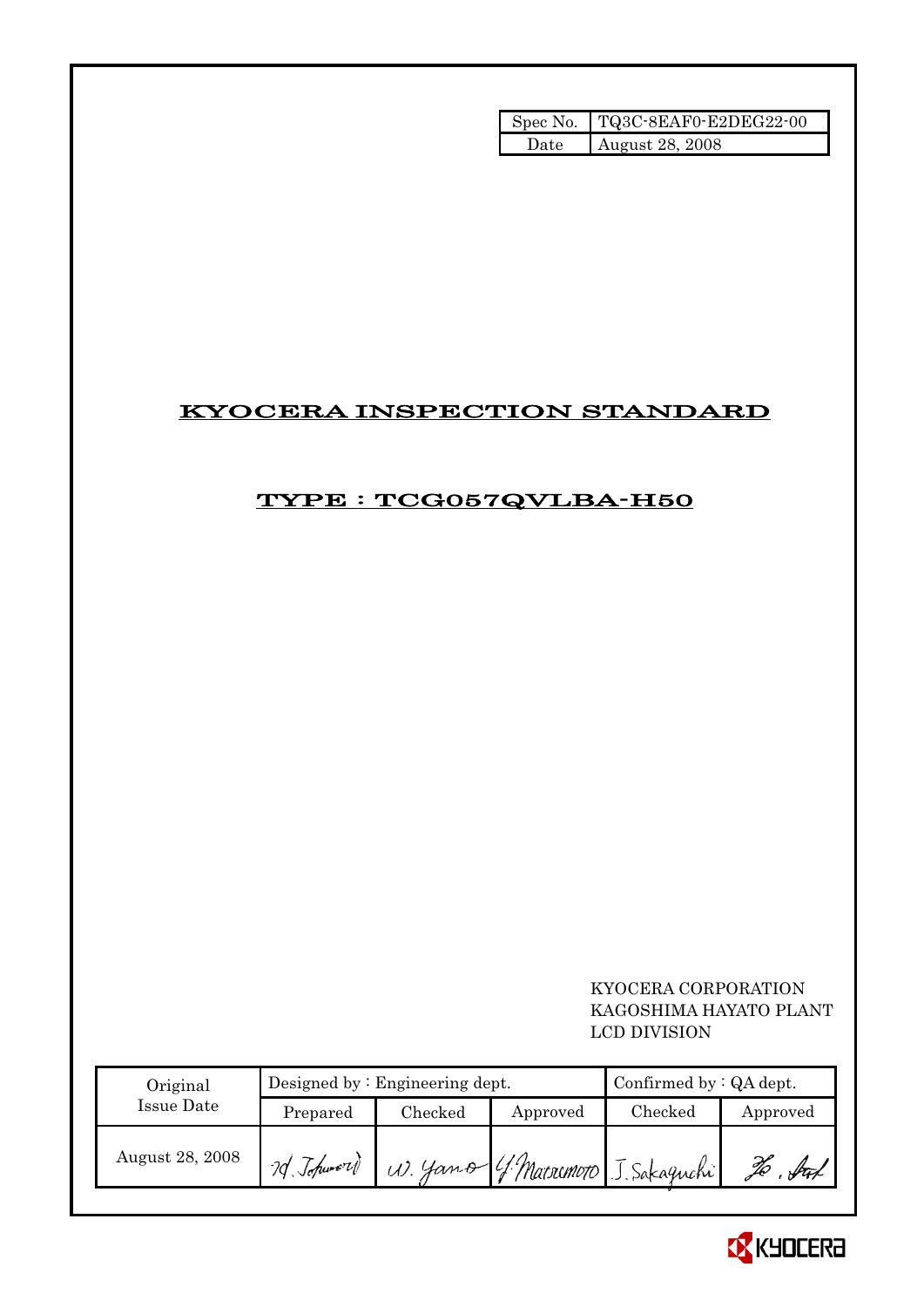| Spec No. | TQ3C-8EAF0-E2DEG22-00 |
| --- | --- |
| Date | August 28, 2008 |

# KYOCERA INSPECTION STANDARD

## TYPE : TCG057QVLBA-H50

KYOCERA CORPORATION
KAGOSHIMA HAYATO PLANT
LCD DIVISION

| Original Issue Date | Designed by : Engineering dept. | | | Confirmed by : QA dept. | |
| --- | --- | --- | --- | --- | --- |
| | Prepared | Checked | Approved | Checked | Approved |
| August 28, 2008 | M. Tokumori | W. Yano | Y. Matsumoto | J. Sakaguchi | H. Ito |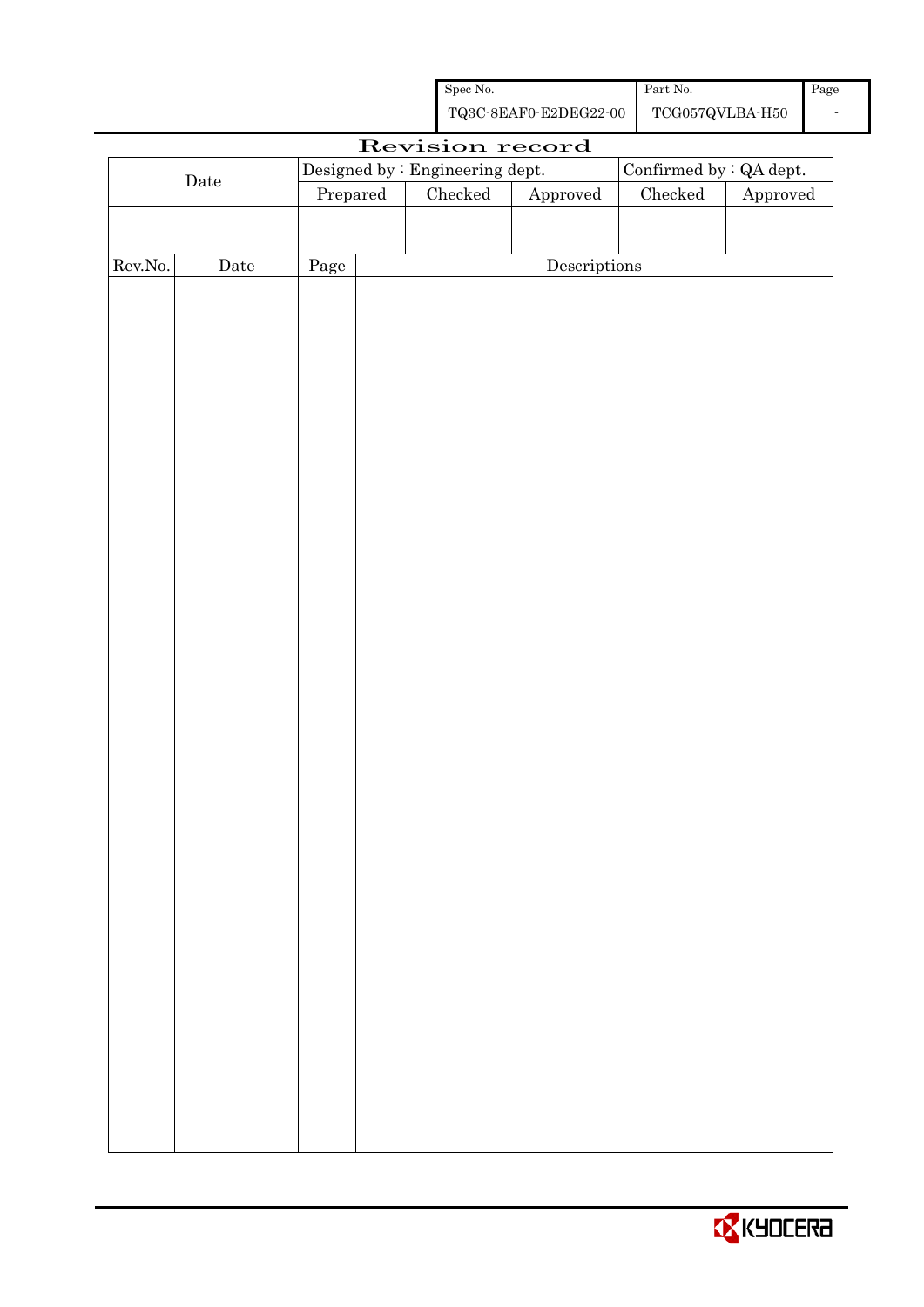| Spec No. | Part No. | Page |
| --- | --- | --- |
| TQ3C-8EAF0-E2DEG22-00 | TCG057QVLBA-H50 | - |

# Revision record

| Date | Designed by : Engineering dept. | | | Confirmed by : QA dept. | |
| --- | --- | --- | --- | --- | --- |
| | Prepared | Checked | Approved | Checked | Approved |
| | | | | | |

| Rev.No. | Date | Page | Descriptions |
| --- | --- | --- | --- |
| | | | |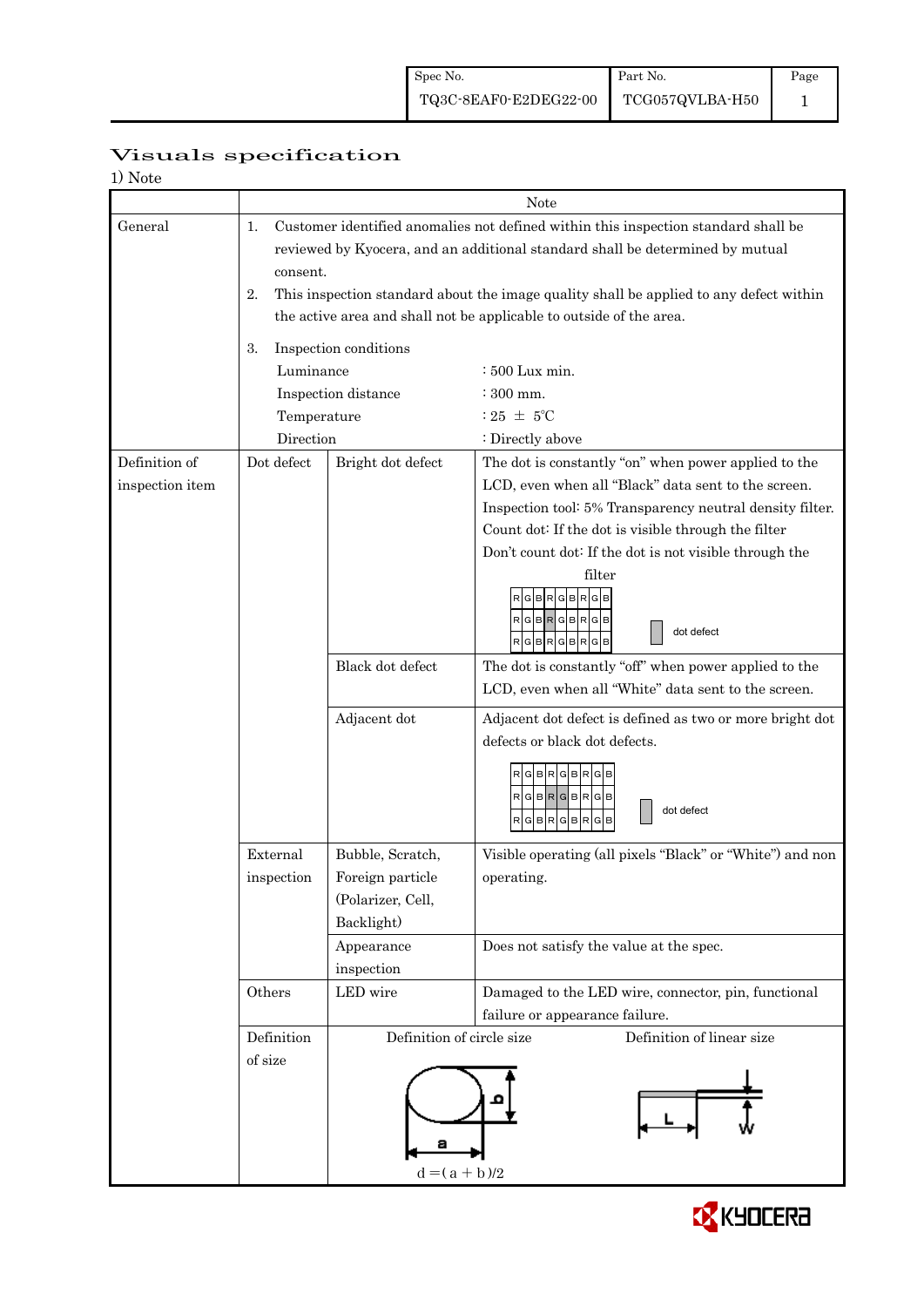| Spec No. | Part No. | Page |
|---|---|---|
| TQ3C-8EAF0-E2DEG22-00 | TCG057QVLBA-H50 | 1 |

# Visuals specification

1) Note

| | Note | | |
|---|---|---|---|
| General | 1. Customer identified anomalies not defined within this inspection standard shall be reviewed by Kyocera, and an additional standard shall be determined by mutual consent.<br>2. This inspection standard about the image quality shall be applied to any defect within the active area and shall not be applicable to outside of the area.<br>3. Inspection conditions<br>Luminance : 500 Lux min.<br>Inspection distance : 300 mm.<br>Temperature : 25 ± 5℃<br>Direction : Directly above | | |
| Definition of inspection item | Dot defect | Bright dot defect | The dot is constantly "on" when power applied to the LCD, even when all "Black" data sent to the screen.<br>Inspection tool: 5% Transparency neutral density filter.<br>Count dot: If the dot is visible through the filter<br>Don't count dot: If the dot is not visible through the filter<br>R G B R G B R G B / R G B R G B R G B / R G B R G B R G B — dot defect |
| | | Black dot defect | The dot is constantly "off" when power applied to the LCD, even when all "White" data sent to the screen. |
| | | Adjacent dot | Adjacent dot defect is defined as two or more bright dot defects or black dot defects.<br>R G B R G B R G B / R G B R G B R G B / R G B R G B R G B — dot defect |
| | External inspection | Bubble, Scratch, Foreign particle (Polarizer, Cell, Backlight) | Visible operating (all pixels "Black" or "White") and non operating. |
| | | Appearance inspection | Does not satisfy the value at the spec. |
| | Others | LED wire | Damaged to the LED wire, connector, pin, functional failure or appearance failure. |
| | Definition of size | Definition of circle size: a, b<br>$d = (a + b)/2$ | Definition of linear size: L, W |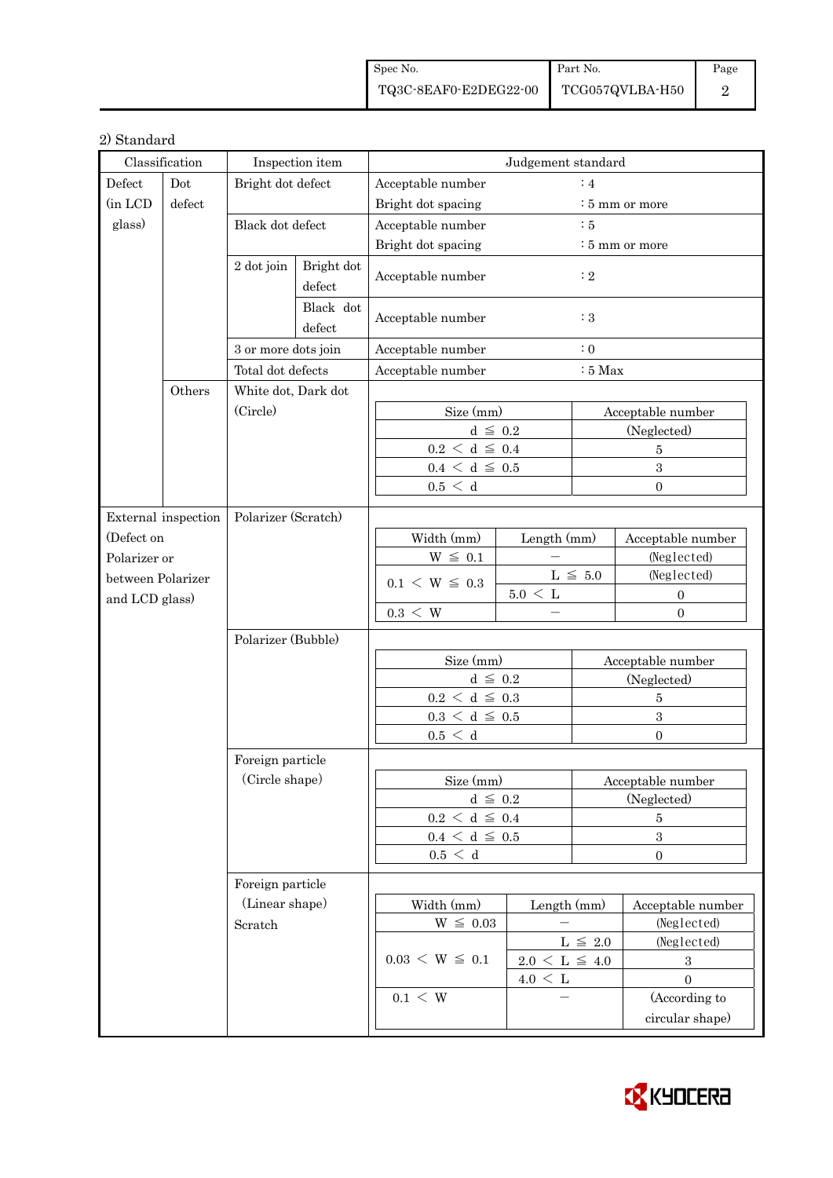2) Standard

| Classification | | Inspection item | | Judgement standard | |
|---|---|---|---|---|---|
| Defect (in LCD glass) | Dot defect | Bright dot defect | | Acceptable number<br>Bright dot spacing | : 4<br>: 5 mm or more |
| | | Black dot defect | | Acceptable number<br>Bright dot spacing | : 5<br>: 5 mm or more |
| | | 2 dot join | Bright dot defect | Acceptable number | : 2 |
| | | | Black dot defect | Acceptable number | : 3 |
| | | 3 or more dots join | | Acceptable number | : 0 |
| | | Total dot defects | | Acceptable number | : 5 Max |
| | Others | White dot, Dark dot (Circle) | | (see table below) | |

White dot, Dark dot (Circle):

| Size (mm) | Acceptable number |
|---|---|
| d ≦ 0.2 | (Neglected) |
| 0.2 < d ≦ 0.4 | 5 |
| 0.4 < d ≦ 0.5 | 3 |
| 0.5 < d | 0 |

External inspection (Defect on Polarizer or between Polarizer and LCD glass)

Polarizer (Scratch):

| Width (mm) | Length (mm) | Acceptable number |
|---|---|---|
| W ≦ 0.1 | − | (Neglected) |
| 0.1 < W ≦ 0.3 | L ≦ 5.0 | (Neglected) |
| | 5.0 < L | 0 |
| 0.3 < W | − | 0 |

Polarizer (Bubble):

| Size (mm) | Acceptable number |
|---|---|
| d ≦ 0.2 | (Neglected) |
| 0.2 < d ≦ 0.3 | 5 |
| 0.3 < d ≦ 0.5 | 3 |
| 0.5 < d | 0 |

Foreign particle (Circle shape):

| Size (mm) | Acceptable number |
|---|---|
| d ≦ 0.2 | (Neglected) |
| 0.2 < d ≦ 0.4 | 5 |
| 0.4 < d ≦ 0.5 | 3 |
| 0.5 < d | 0 |

Foreign particle (Linear shape) Scratch:

| Width (mm) | Length (mm) | Acceptable number |
|---|---|---|
| W ≦ 0.03 | − | (Neglected) |
| 0.03 < W ≦ 0.1 | L ≦ 2.0 | (Neglected) |
| | 2.0 < L ≦ 4.0 | 3 |
| | 4.0 < L | 0 |
| 0.1 < W | − | (According to circular shape) |